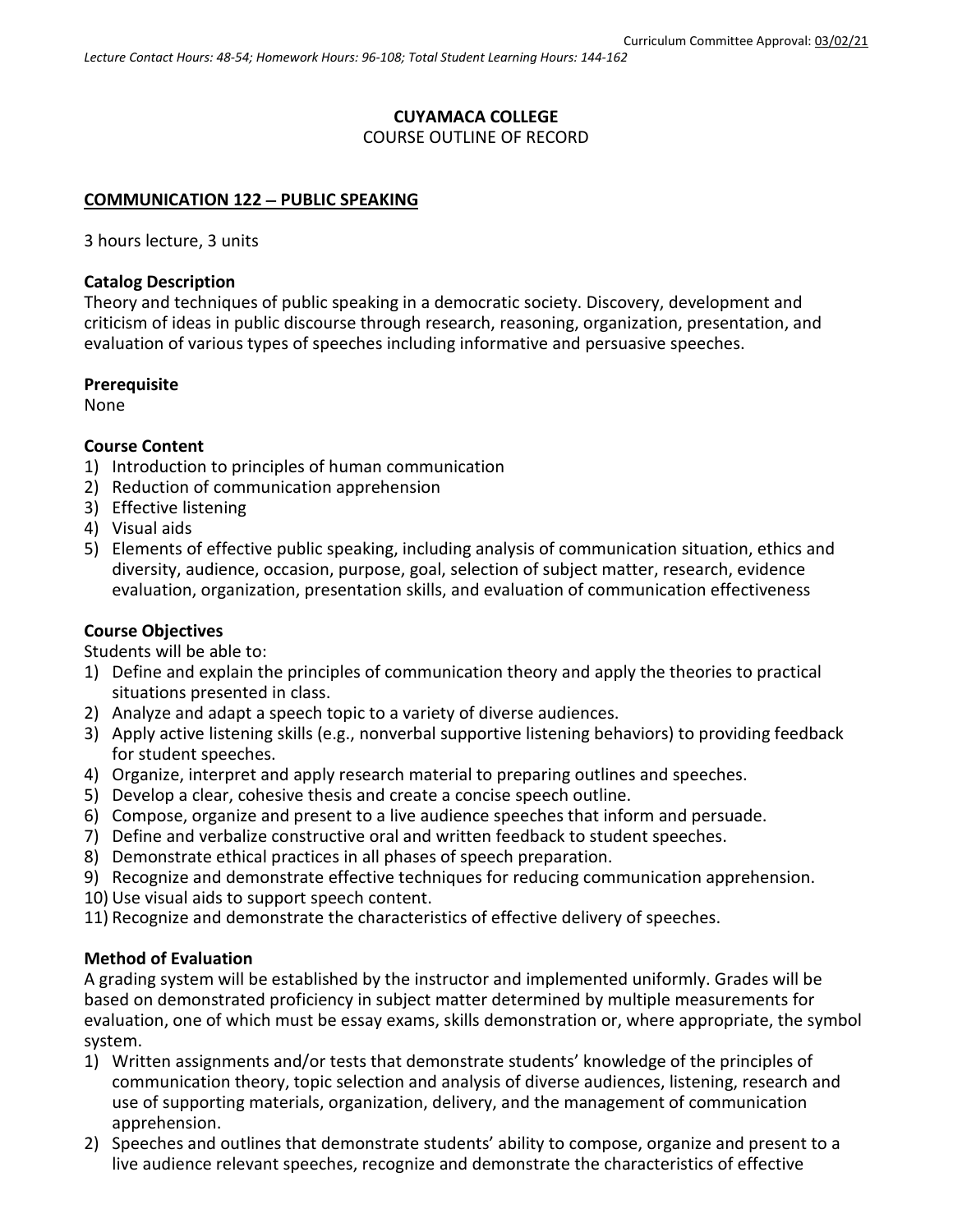Curriculum Committee Approval: 03/02/21

*Lecture Contact Hours: 48-54; Homework Hours: 96-108; Total Student Learning Hours: 144-162*

**CUYAMACA COLLEGE**
COURSE OUTLINE OF RECORD

**COMMUNICATION 122 – PUBLIC SPEAKING**

3 hours lecture, 3 units

**Catalog Description**
Theory and techniques of public speaking in a democratic society. Discovery, development and criticism of ideas in public discourse through research, reasoning, organization, presentation, and evaluation of various types of speeches including informative and persuasive speeches.

**Prerequisite**
None

**Course Content**
1) Introduction to principles of human communication
2) Reduction of communication apprehension
3) Effective listening
4) Visual aids
5) Elements of effective public speaking, including analysis of communication situation, ethics and diversity, audience, occasion, purpose, goal, selection of subject matter, research, evidence evaluation, organization, presentation skills, and evaluation of communication effectiveness

**Course Objectives**
Students will be able to:
1) Define and explain the principles of communication theory and apply the theories to practical situations presented in class.
2) Analyze and adapt a speech topic to a variety of diverse audiences.
3) Apply active listening skills (e.g., nonverbal supportive listening behaviors) to providing feedback for student speeches.
4) Organize, interpret and apply research material to preparing outlines and speeches.
5) Develop a clear, cohesive thesis and create a concise speech outline.
6) Compose, organize and present to a live audience speeches that inform and persuade.
7) Define and verbalize constructive oral and written feedback to student speeches.
8) Demonstrate ethical practices in all phases of speech preparation.
9) Recognize and demonstrate effective techniques for reducing communication apprehension.
10) Use visual aids to support speech content.
11) Recognize and demonstrate the characteristics of effective delivery of speeches.

**Method of Evaluation**
A grading system will be established by the instructor and implemented uniformly. Grades will be based on demonstrated proficiency in subject matter determined by multiple measurements for evaluation, one of which must be essay exams, skills demonstration or, where appropriate, the symbol system.
1) Written assignments and/or tests that demonstrate students' knowledge of the principles of communication theory, topic selection and analysis of diverse audiences, listening, research and use of supporting materials, organization, delivery, and the management of communication apprehension.
2) Speeches and outlines that demonstrate students' ability to compose, organize and present to a live audience relevant speeches, recognize and demonstrate the characteristics of effective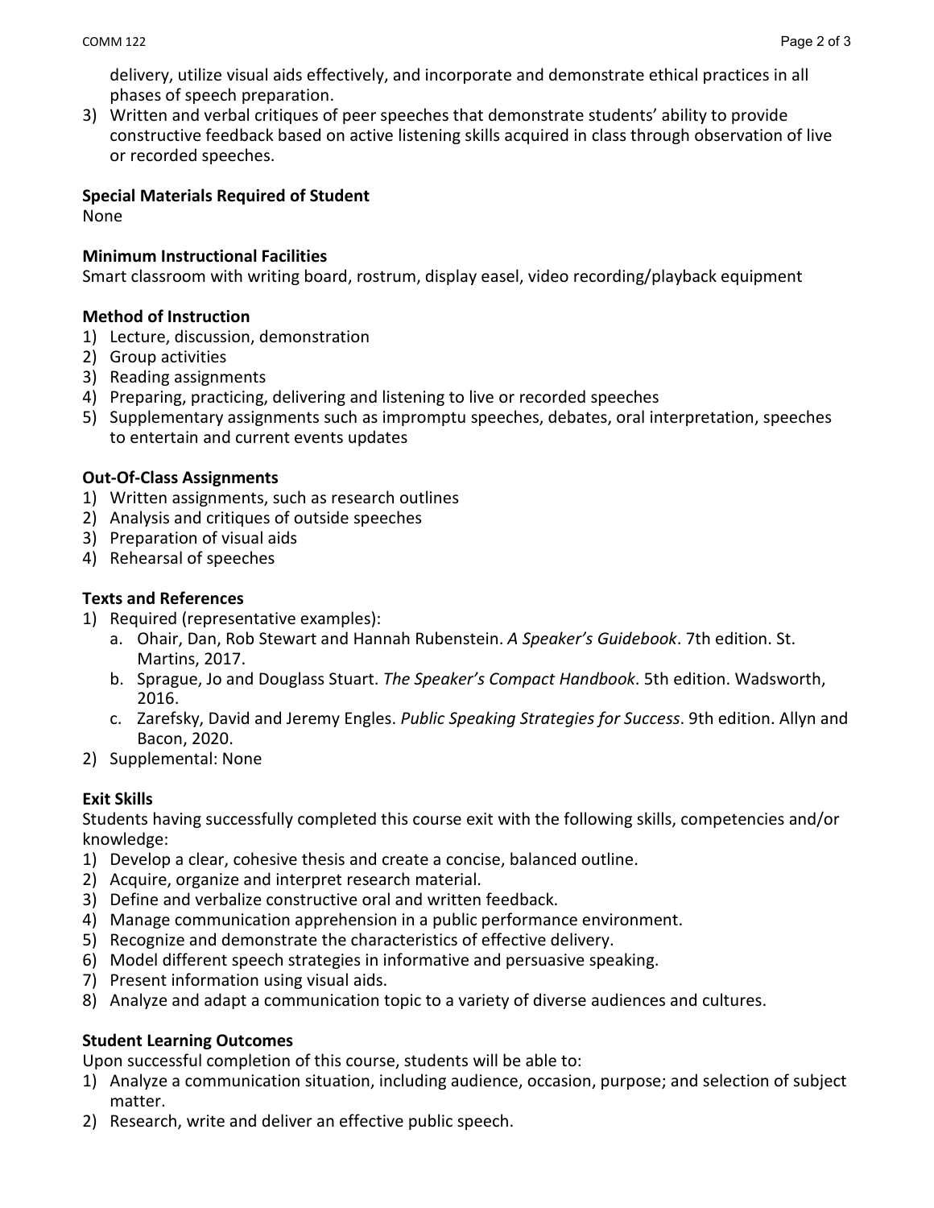delivery, utilize visual aids effectively, and incorporate and demonstrate ethical practices in all phases of speech preparation.

3) Written and verbal critiques of peer speeches that demonstrate students' ability to provide constructive feedback based on active listening skills acquired in class through observation of live or recorded speeches.

**Special Materials Required of Student**
None

**Minimum Instructional Facilities**
Smart classroom with writing board, rostrum, display easel, video recording/playback equipment

**Method of Instruction**
1) Lecture, discussion, demonstration
2) Group activities
3) Reading assignments
4) Preparing, practicing, delivering and listening to live or recorded speeches
5) Supplementary assignments such as impromptu speeches, debates, oral interpretation, speeches to entertain and current events updates

**Out-Of-Class Assignments**
1) Written assignments, such as research outlines
2) Analysis and critiques of outside speeches
3) Preparation of visual aids
4) Rehearsal of speeches

**Texts and References**
1) Required (representative examples):
   a. Ohair, Dan, Rob Stewart and Hannah Rubenstein. *A Speaker's Guidebook*. 7th edition. St. Martins, 2017.
   b. Sprague, Jo and Douglass Stuart. *The Speaker's Compact Handbook*. 5th edition. Wadsworth, 2016.
   c. Zarefsky, David and Jeremy Engles. *Public Speaking Strategies for Success*. 9th edition. Allyn and Bacon, 2020.
2) Supplemental: None

**Exit Skills**
Students having successfully completed this course exit with the following skills, competencies and/or knowledge:
1) Develop a clear, cohesive thesis and create a concise, balanced outline.
2) Acquire, organize and interpret research material.
3) Define and verbalize constructive oral and written feedback.
4) Manage communication apprehension in a public performance environment.
5) Recognize and demonstrate the characteristics of effective delivery.
6) Model different speech strategies in informative and persuasive speaking.
7) Present information using visual aids.
8) Analyze and adapt a communication topic to a variety of diverse audiences and cultures.

**Student Learning Outcomes**
Upon successful completion of this course, students will be able to:
1) Analyze a communication situation, including audience, occasion, purpose; and selection of subject matter.
2) Research, write and deliver an effective public speech.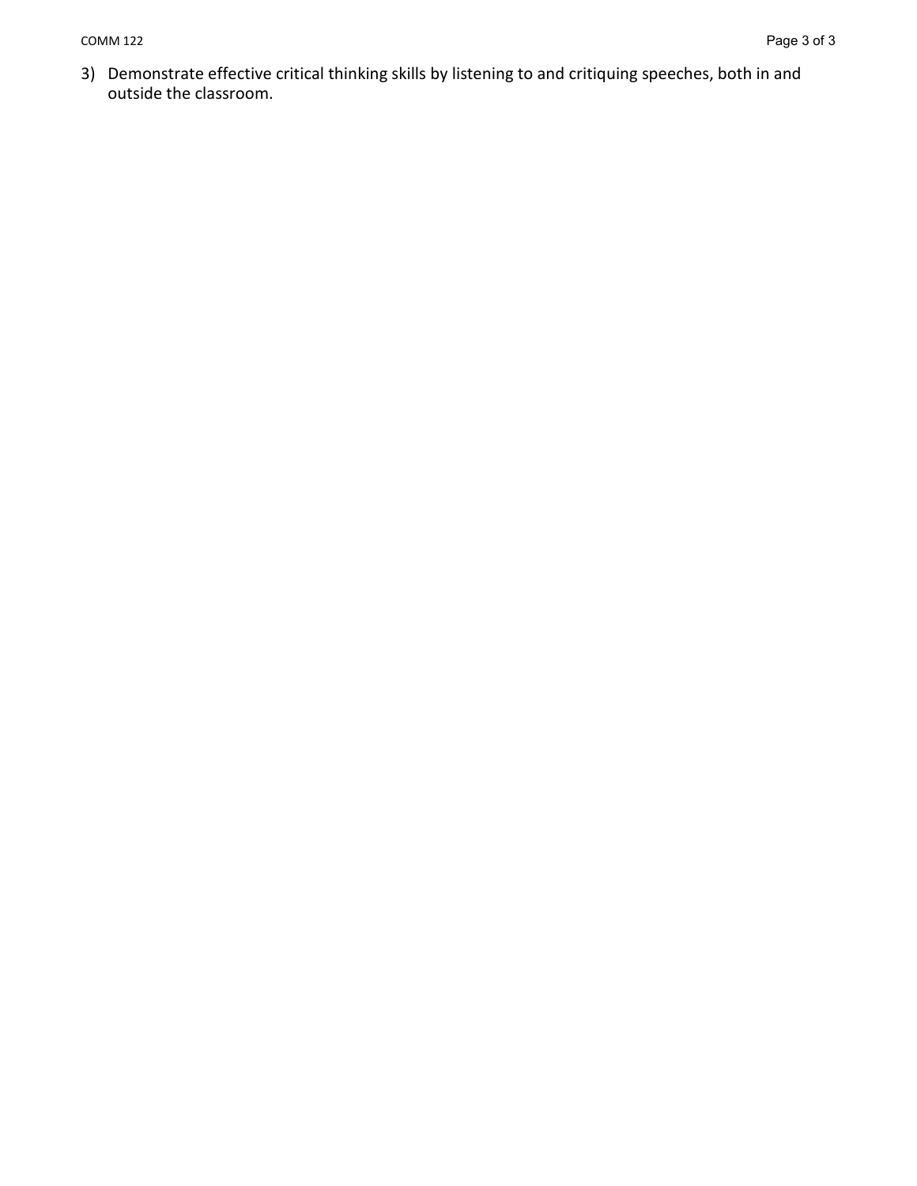3) Demonstrate effective critical thinking skills by listening to and critiquing speeches, both in and outside the classroom.